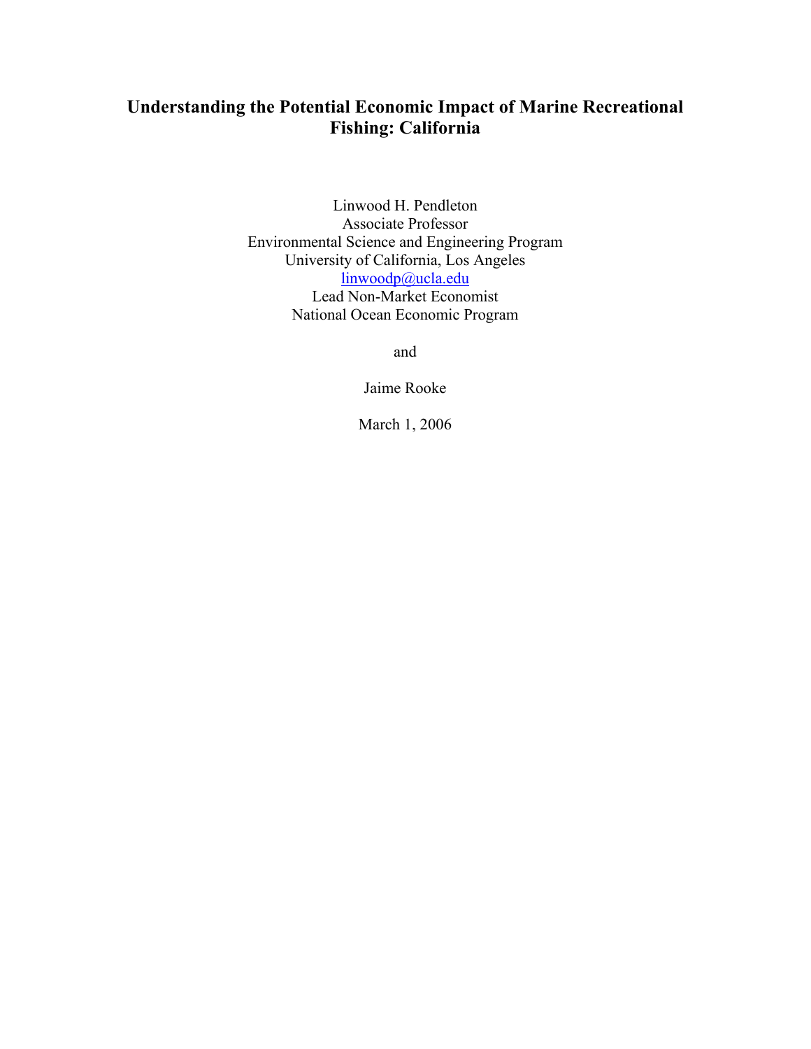# Understanding the Potential Economic Impact of Marine Recreational Fishing: California

Linwood H. Pendleton
Associate Professor
Environmental Science and Engineering Program
University of California, Los Angeles
linwoodp@ucla.edu
Lead Non-Market Economist
National Ocean Economic Program

and

Jaime Rooke

March 1, 2006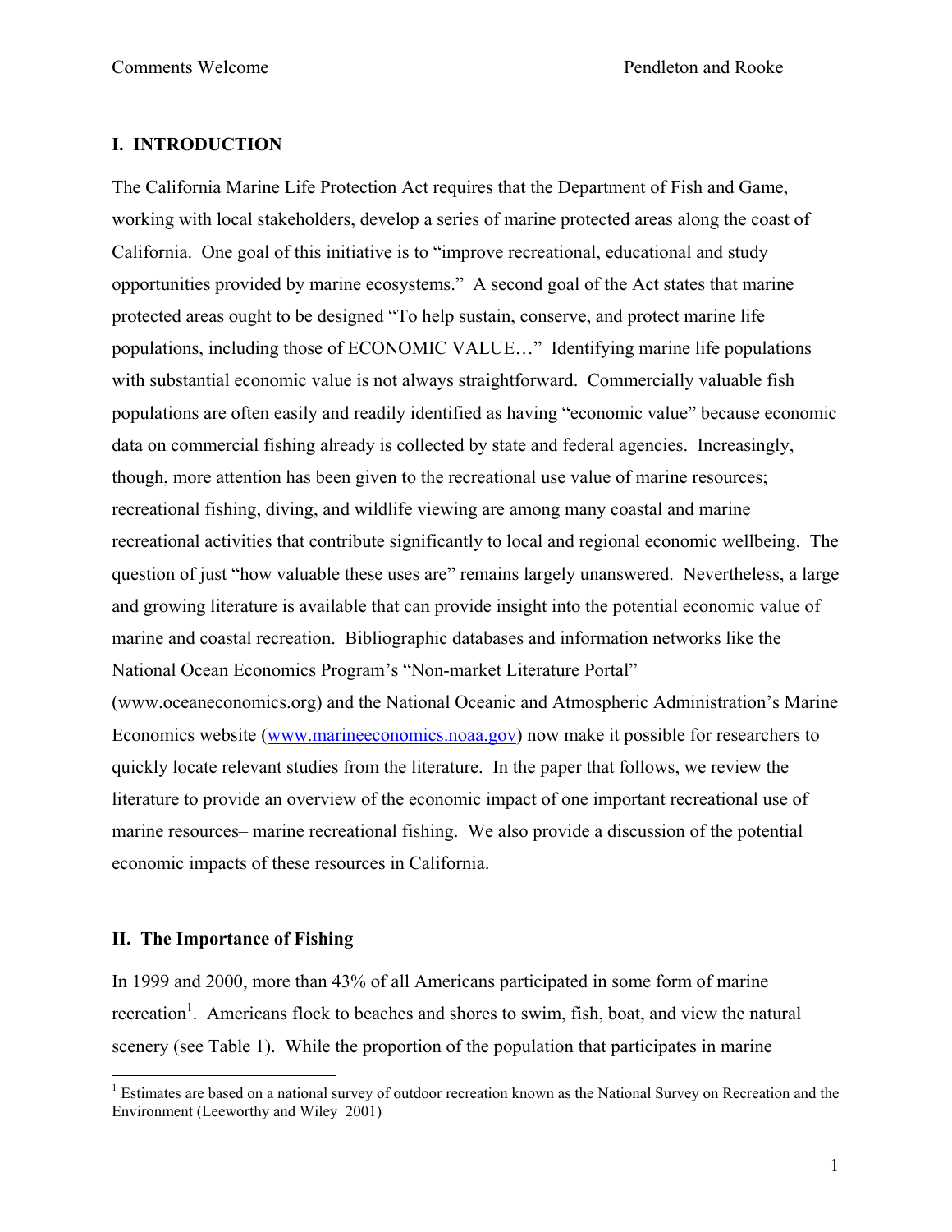## I. INTRODUCTION

The California Marine Life Protection Act requires that the Department of Fish and Game, working with local stakeholders, develop a series of marine protected areas along the coast of California. One goal of this initiative is to "improve recreational, educational and study opportunities provided by marine ecosystems." A second goal of the Act states that marine protected areas ought to be designed "To help sustain, conserve, and protect marine life populations, including those of ECONOMIC VALUE…" Identifying marine life populations with substantial economic value is not always straightforward. Commercially valuable fish populations are often easily and readily identified as having "economic value" because economic data on commercial fishing already is collected by state and federal agencies. Increasingly, though, more attention has been given to the recreational use value of marine resources; recreational fishing, diving, and wildlife viewing are among many coastal and marine recreational activities that contribute significantly to local and regional economic wellbeing. The question of just "how valuable these uses are" remains largely unanswered. Nevertheless, a large and growing literature is available that can provide insight into the potential economic value of marine and coastal recreation. Bibliographic databases and information networks like the National Ocean Economics Program's "Non-market Literature Portal" (www.oceaneconomics.org) and the National Oceanic and Atmospheric Administration's Marine Economics website (www.marineeconomics.noaa.gov) now make it possible for researchers to quickly locate relevant studies from the literature. In the paper that follows, we review the literature to provide an overview of the economic impact of one important recreational use of marine resources– marine recreational fishing. We also provide a discussion of the potential economic impacts of these resources in California.

## II. The Importance of Fishing

In 1999 and 2000, more than 43% of all Americans participated in some form of marine recreation[1]. Americans flock to beaches and shores to swim, fish, boat, and view the natural scenery (see Table 1). While the proportion of the population that participates in marine

[1] Estimates are based on a national survey of outdoor recreation known as the National Survey on Recreation and the Environment (Leeworthy and Wiley 2001)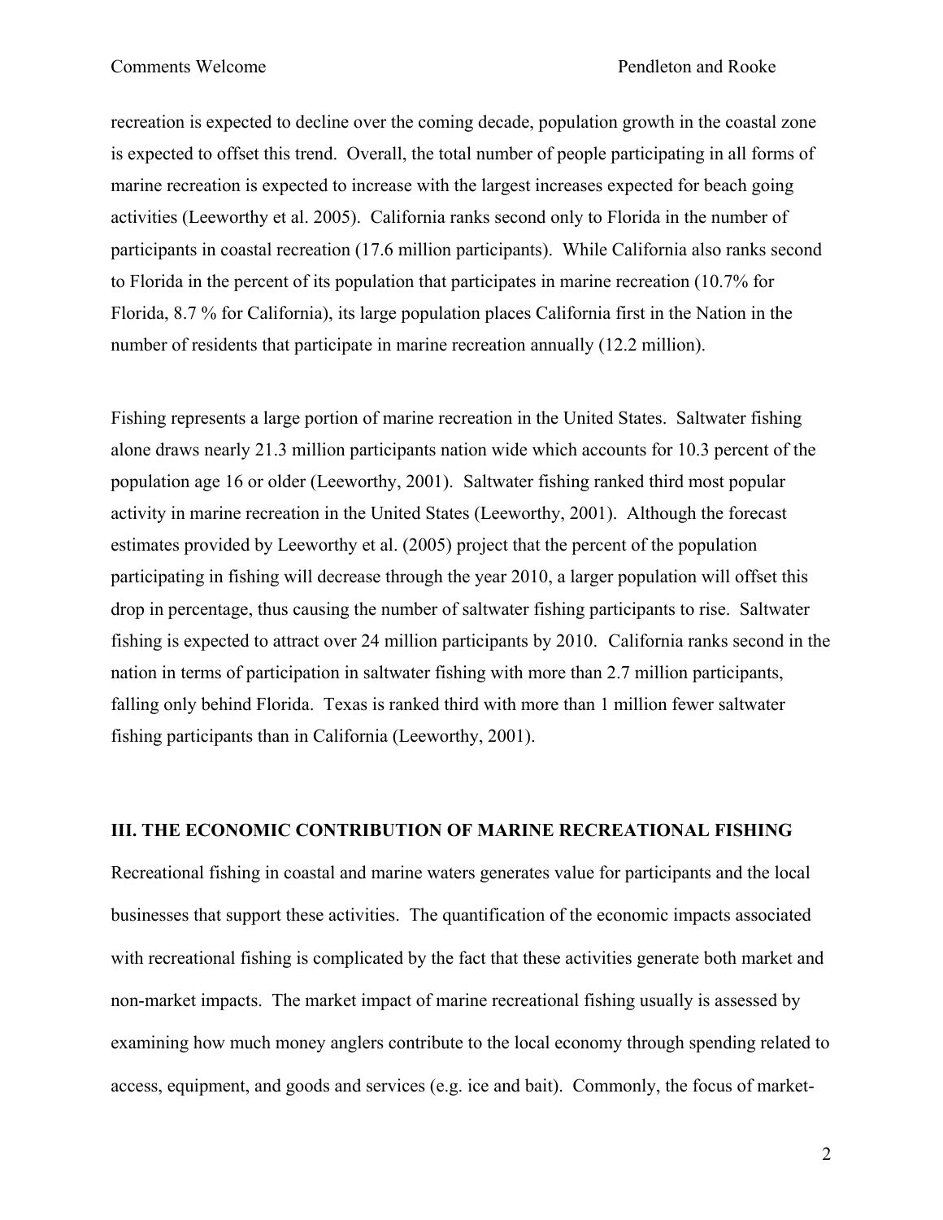recreation is expected to decline over the coming decade, population growth in the coastal zone is expected to offset this trend. Overall, the total number of people participating in all forms of marine recreation is expected to increase with the largest increases expected for beach going activities (Leeworthy et al. 2005). California ranks second only to Florida in the number of participants in coastal recreation (17.6 million participants). While California also ranks second to Florida in the percent of its population that participates in marine recreation (10.7% for Florida, 8.7 % for California), its large population places California first in the Nation in the number of residents that participate in marine recreation annually (12.2 million).

Fishing represents a large portion of marine recreation in the United States. Saltwater fishing alone draws nearly 21.3 million participants nation wide which accounts for 10.3 percent of the population age 16 or older (Leeworthy, 2001). Saltwater fishing ranked third most popular activity in marine recreation in the United States (Leeworthy, 2001). Although the forecast estimates provided by Leeworthy et al. (2005) project that the percent of the population participating in fishing will decrease through the year 2010, a larger population will offset this drop in percentage, thus causing the number of saltwater fishing participants to rise. Saltwater fishing is expected to attract over 24 million participants by 2010. California ranks second in the nation in terms of participation in saltwater fishing with more than 2.7 million participants, falling only behind Florida. Texas is ranked third with more than 1 million fewer saltwater fishing participants than in California (Leeworthy, 2001).

## III. THE ECONOMIC CONTRIBUTION OF MARINE RECREATIONAL FISHING

Recreational fishing in coastal and marine waters generates value for participants and the local businesses that support these activities. The quantification of the economic impacts associated with recreational fishing is complicated by the fact that these activities generate both market and non-market impacts. The market impact of marine recreational fishing usually is assessed by examining how much money anglers contribute to the local economy through spending related to access, equipment, and goods and services (e.g. ice and bait). Commonly, the focus of market-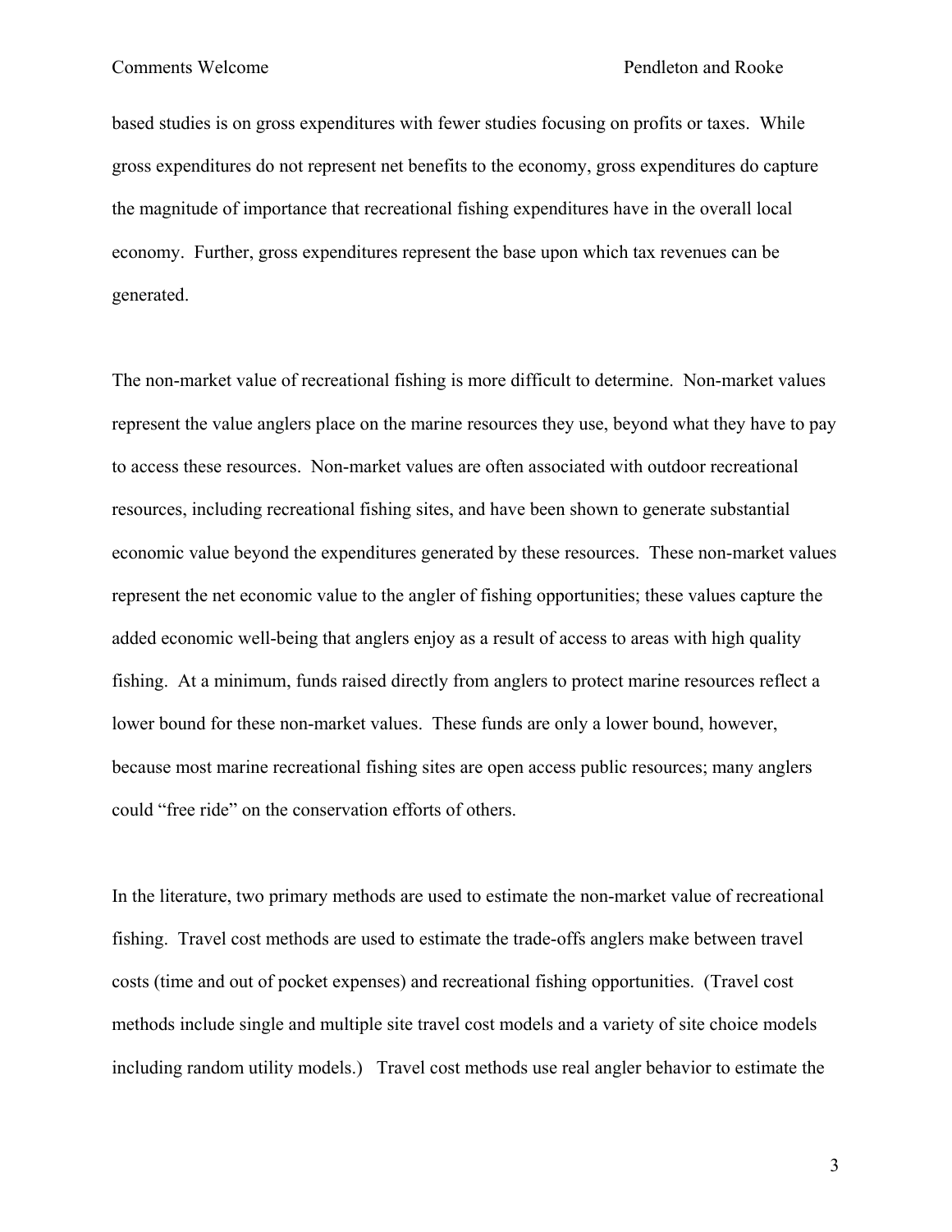based studies is on gross expenditures with fewer studies focusing on profits or taxes. While gross expenditures do not represent net benefits to the economy, gross expenditures do capture the magnitude of importance that recreational fishing expenditures have in the overall local economy. Further, gross expenditures represent the base upon which tax revenues can be generated.

The non-market value of recreational fishing is more difficult to determine. Non-market values represent the value anglers place on the marine resources they use, beyond what they have to pay to access these resources. Non-market values are often associated with outdoor recreational resources, including recreational fishing sites, and have been shown to generate substantial economic value beyond the expenditures generated by these resources. These non-market values represent the net economic value to the angler of fishing opportunities; these values capture the added economic well-being that anglers enjoy as a result of access to areas with high quality fishing. At a minimum, funds raised directly from anglers to protect marine resources reflect a lower bound for these non-market values. These funds are only a lower bound, however, because most marine recreational fishing sites are open access public resources; many anglers could "free ride" on the conservation efforts of others.

In the literature, two primary methods are used to estimate the non-market value of recreational fishing. Travel cost methods are used to estimate the trade-offs anglers make between travel costs (time and out of pocket expenses) and recreational fishing opportunities. (Travel cost methods include single and multiple site travel cost models and a variety of site choice models including random utility models.) Travel cost methods use real angler behavior to estimate the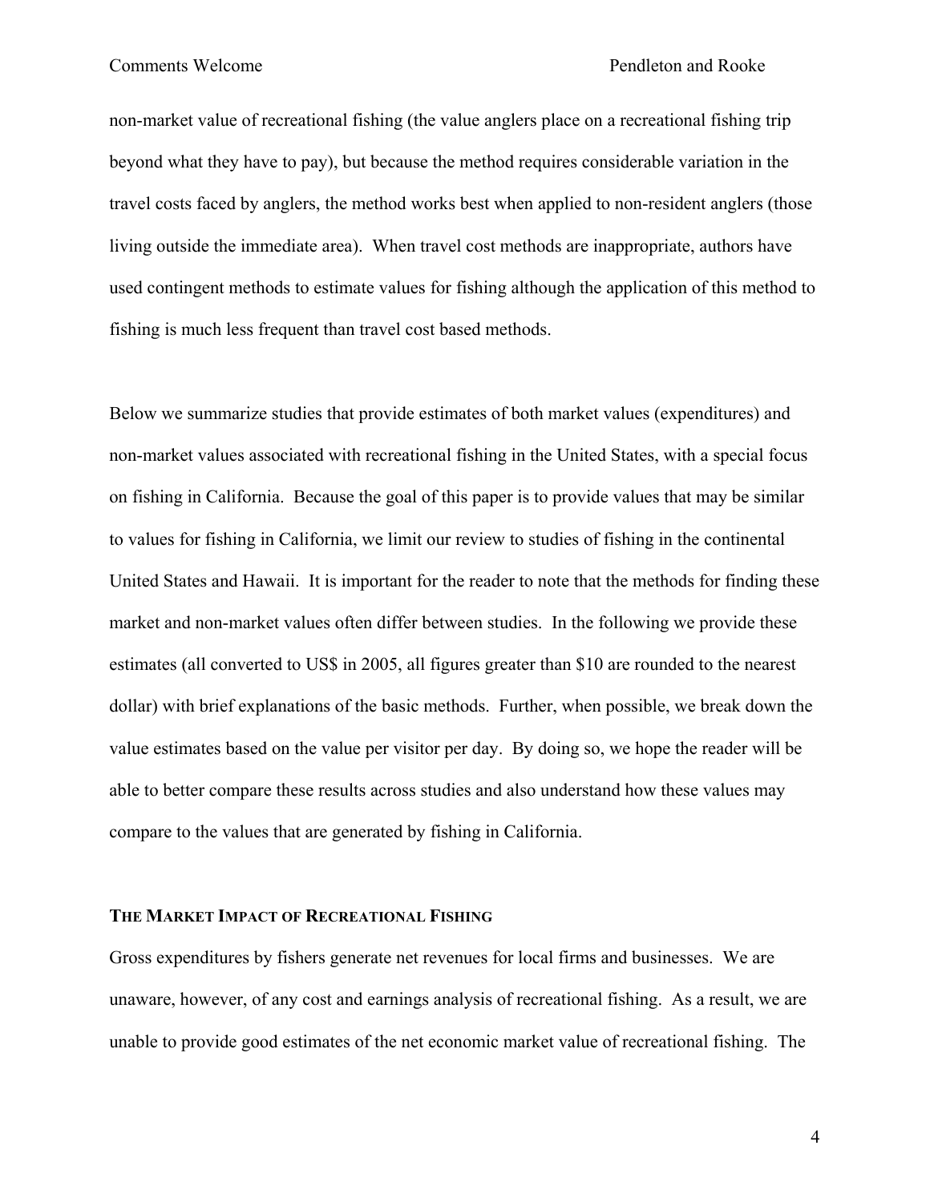non-market value of recreational fishing (the value anglers place on a recreational fishing trip beyond what they have to pay), but because the method requires considerable variation in the travel costs faced by anglers, the method works best when applied to non-resident anglers (those living outside the immediate area). When travel cost methods are inappropriate, authors have used contingent methods to estimate values for fishing although the application of this method to fishing is much less frequent than travel cost based methods.

Below we summarize studies that provide estimates of both market values (expenditures) and non-market values associated with recreational fishing in the United States, with a special focus on fishing in California. Because the goal of this paper is to provide values that may be similar to values for fishing in California, we limit our review to studies of fishing in the continental United States and Hawaii. It is important for the reader to note that the methods for finding these market and non-market values often differ between studies. In the following we provide these estimates (all converted to US$ in 2005, all figures greater than $10 are rounded to the nearest dollar) with brief explanations of the basic methods. Further, when possible, we break down the value estimates based on the value per visitor per day. By doing so, we hope the reader will be able to better compare these results across studies and also understand how these values may compare to the values that are generated by fishing in California.

## THE MARKET IMPACT OF RECREATIONAL FISHING

Gross expenditures by fishers generate net revenues for local firms and businesses. We are unaware, however, of any cost and earnings analysis of recreational fishing. As a result, we are unable to provide good estimates of the net economic market value of recreational fishing. The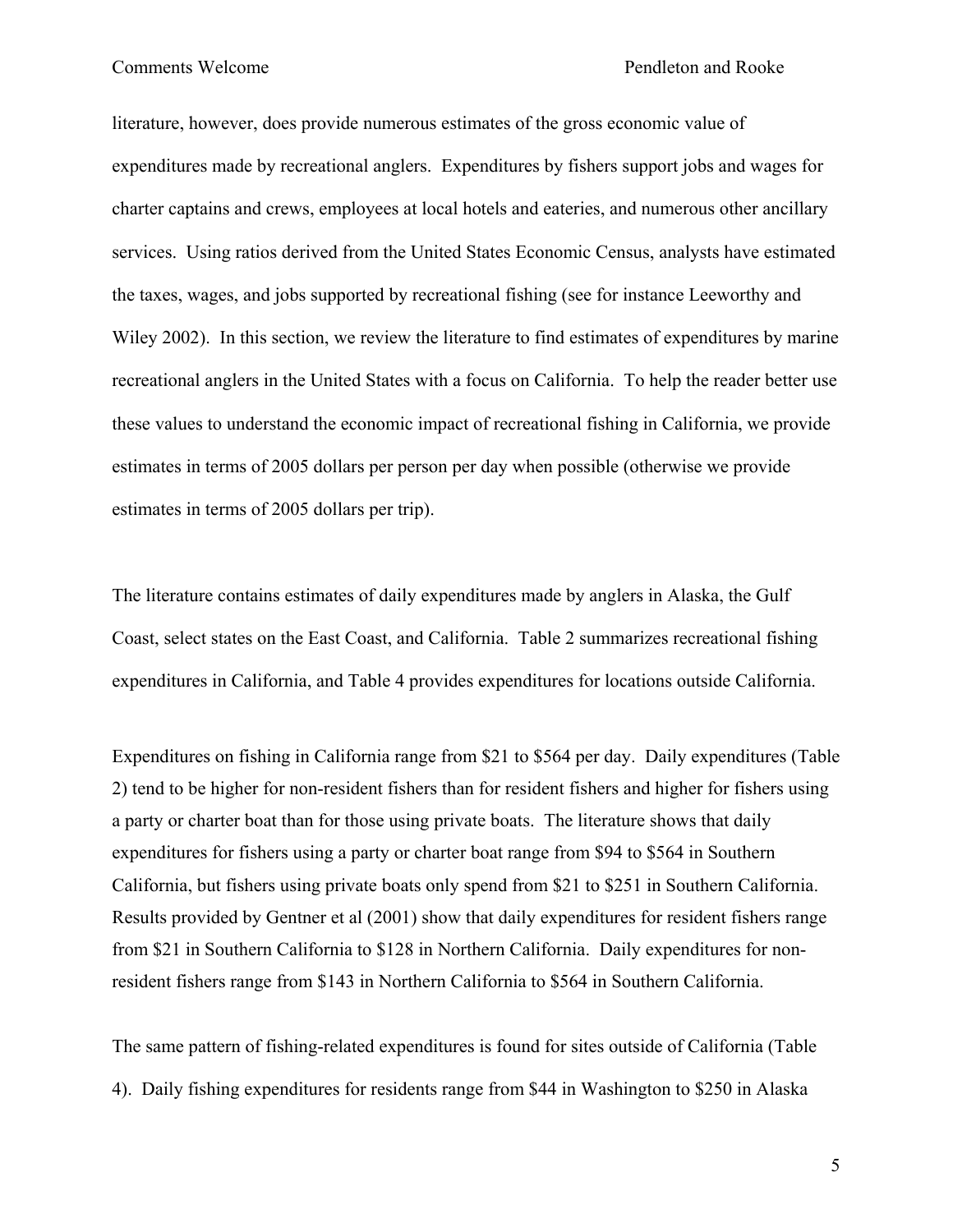literature, however, does provide numerous estimates of the gross economic value of expenditures made by recreational anglers. Expenditures by fishers support jobs and wages for charter captains and crews, employees at local hotels and eateries, and numerous other ancillary services. Using ratios derived from the United States Economic Census, analysts have estimated the taxes, wages, and jobs supported by recreational fishing (see for instance Leeworthy and Wiley 2002). In this section, we review the literature to find estimates of expenditures by marine recreational anglers in the United States with a focus on California. To help the reader better use these values to understand the economic impact of recreational fishing in California, we provide estimates in terms of 2005 dollars per person per day when possible (otherwise we provide estimates in terms of 2005 dollars per trip).

The literature contains estimates of daily expenditures made by anglers in Alaska, the Gulf Coast, select states on the East Coast, and California. Table 2 summarizes recreational fishing expenditures in California, and Table 4 provides expenditures for locations outside California.

Expenditures on fishing in California range from $21 to $564 per day. Daily expenditures (Table 2) tend to be higher for non-resident fishers than for resident fishers and higher for fishers using a party or charter boat than for those using private boats. The literature shows that daily expenditures for fishers using a party or charter boat range from $94 to $564 in Southern California, but fishers using private boats only spend from $21 to $251 in Southern California. Results provided by Gentner et al (2001) show that daily expenditures for resident fishers range from $21 in Southern California to $128 in Northern California. Daily expenditures for non-resident fishers range from $143 in Northern California to $564 in Southern California.

The same pattern of fishing-related expenditures is found for sites outside of California (Table 4). Daily fishing expenditures for residents range from $44 in Washington to $250 in Alaska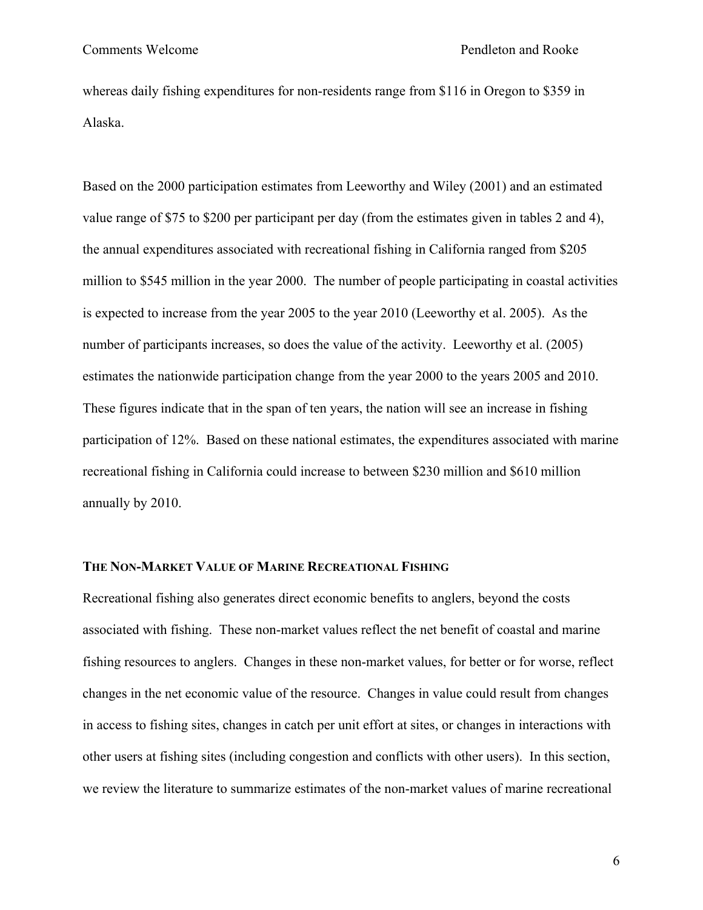whereas daily fishing expenditures for non-residents range from $116 in Oregon to $359 in Alaska.

Based on the 2000 participation estimates from Leeworthy and Wiley (2001) and an estimated value range of $75 to $200 per participant per day (from the estimates given in tables 2 and 4), the annual expenditures associated with recreational fishing in California ranged from $205 million to $545 million in the year 2000. The number of people participating in coastal activities is expected to increase from the year 2005 to the year 2010 (Leeworthy et al. 2005). As the number of participants increases, so does the value of the activity. Leeworthy et al. (2005) estimates the nationwide participation change from the year 2000 to the years 2005 and 2010. These figures indicate that in the span of ten years, the nation will see an increase in fishing participation of 12%. Based on these national estimates, the expenditures associated with marine recreational fishing in California could increase to between $230 million and $610 million annually by 2010.

## THE NON-MARKET VALUE OF MARINE RECREATIONAL FISHING

Recreational fishing also generates direct economic benefits to anglers, beyond the costs associated with fishing. These non-market values reflect the net benefit of coastal and marine fishing resources to anglers. Changes in these non-market values, for better or for worse, reflect changes in the net economic value of the resource. Changes in value could result from changes in access to fishing sites, changes in catch per unit effort at sites, or changes in interactions with other users at fishing sites (including congestion and conflicts with other users). In this section, we review the literature to summarize estimates of the non-market values of marine recreational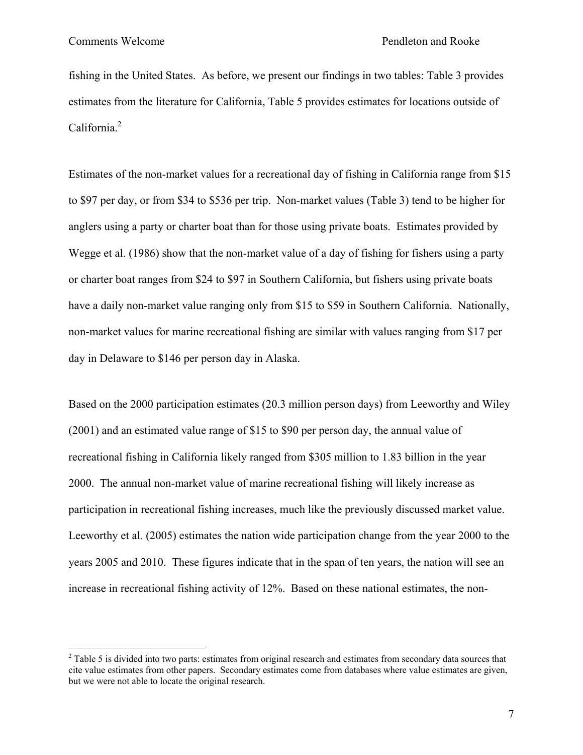fishing in the United States. As before, we present our findings in two tables: Table 3 provides estimates from the literature for California, Table 5 provides estimates for locations outside of California.[2]

Estimates of the non-market values for a recreational day of fishing in California range from $15 to $97 per day, or from $34 to $536 per trip. Non-market values (Table 3) tend to be higher for anglers using a party or charter boat than for those using private boats. Estimates provided by Wegge et al. (1986) show that the non-market value of a day of fishing for fishers using a party or charter boat ranges from $24 to $97 in Southern California, but fishers using private boats have a daily non-market value ranging only from $15 to $59 in Southern California. Nationally, non-market values for marine recreational fishing are similar with values ranging from $17 per day in Delaware to $146 per person day in Alaska.

Based on the 2000 participation estimates (20.3 million person days) from Leeworthy and Wiley (2001) and an estimated value range of $15 to $90 per person day, the annual value of recreational fishing in California likely ranged from $305 million to 1.83 billion in the year 2000. The annual non-market value of marine recreational fishing will likely increase as participation in recreational fishing increases, much like the previously discussed market value. Leeworthy et al*.* (2005) estimates the nation wide participation change from the year 2000 to the years 2005 and 2010. These figures indicate that in the span of ten years, the nation will see an increase in recreational fishing activity of 12%. Based on these national estimates, the non-

---

[2] Table 5 is divided into two parts: estimates from original research and estimates from secondary data sources that cite value estimates from other papers. Secondary estimates come from databases where value estimates are given, but we were not able to locate the original research.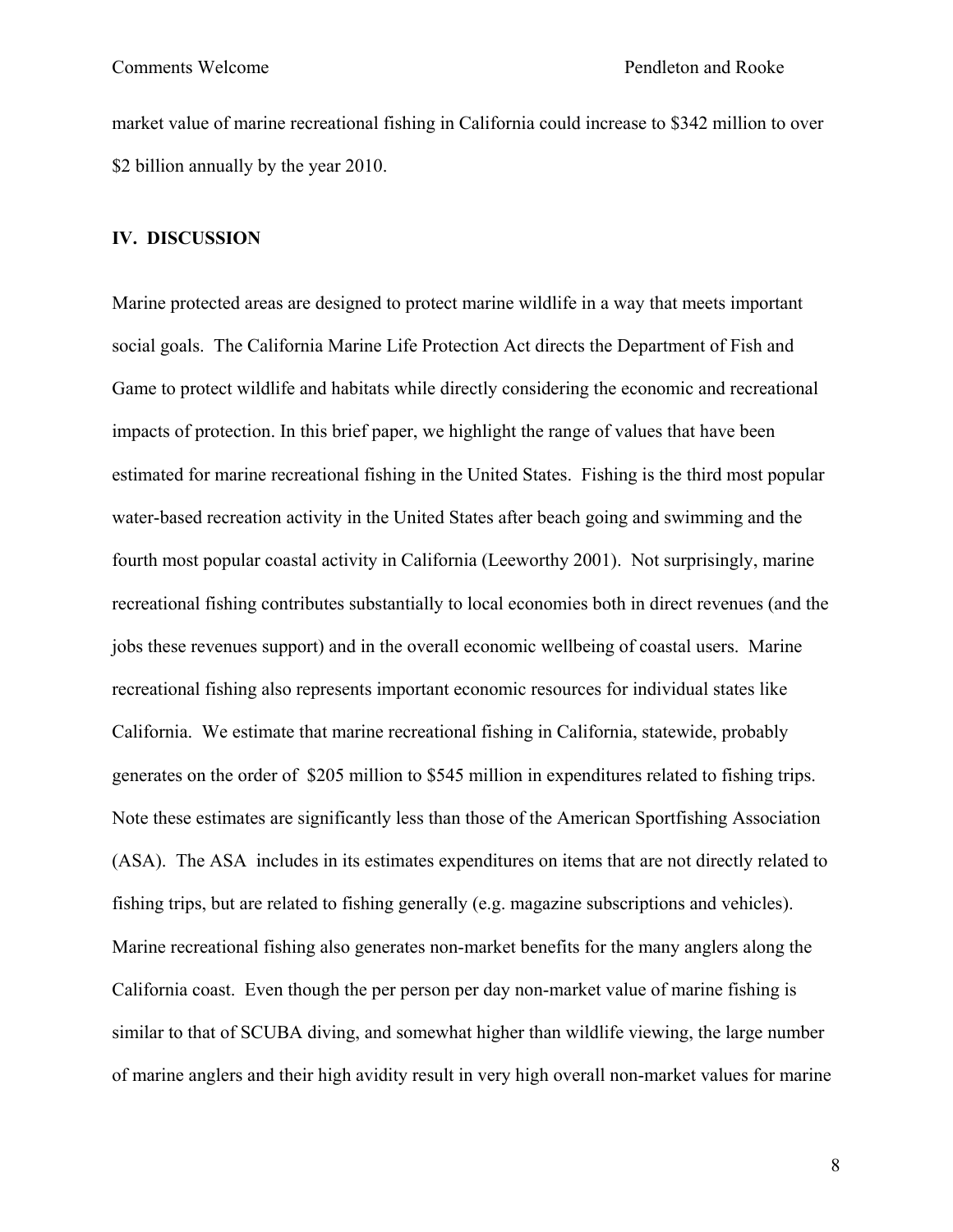market value of marine recreational fishing in California could increase to \$342 million to over \$2 billion annually by the year 2010.

## IV. DISCUSSION

Marine protected areas are designed to protect marine wildlife in a way that meets important social goals. The California Marine Life Protection Act directs the Department of Fish and Game to protect wildlife and habitats while directly considering the economic and recreational impacts of protection. In this brief paper, we highlight the range of values that have been estimated for marine recreational fishing in the United States. Fishing is the third most popular water-based recreation activity in the United States after beach going and swimming and the fourth most popular coastal activity in California (Leeworthy 2001). Not surprisingly, marine recreational fishing contributes substantially to local economies both in direct revenues (and the jobs these revenues support) and in the overall economic wellbeing of coastal users. Marine recreational fishing also represents important economic resources for individual states like California. We estimate that marine recreational fishing in California, statewide, probably generates on the order of \$205 million to \$545 million in expenditures related to fishing trips. Note these estimates are significantly less than those of the American Sportfishing Association (ASA). The ASA includes in its estimates expenditures on items that are not directly related to fishing trips, but are related to fishing generally (e.g. magazine subscriptions and vehicles). Marine recreational fishing also generates non-market benefits for the many anglers along the California coast. Even though the per person per day non-market value of marine fishing is similar to that of SCUBA diving, and somewhat higher than wildlife viewing, the large number of marine anglers and their high avidity result in very high overall non-market values for marine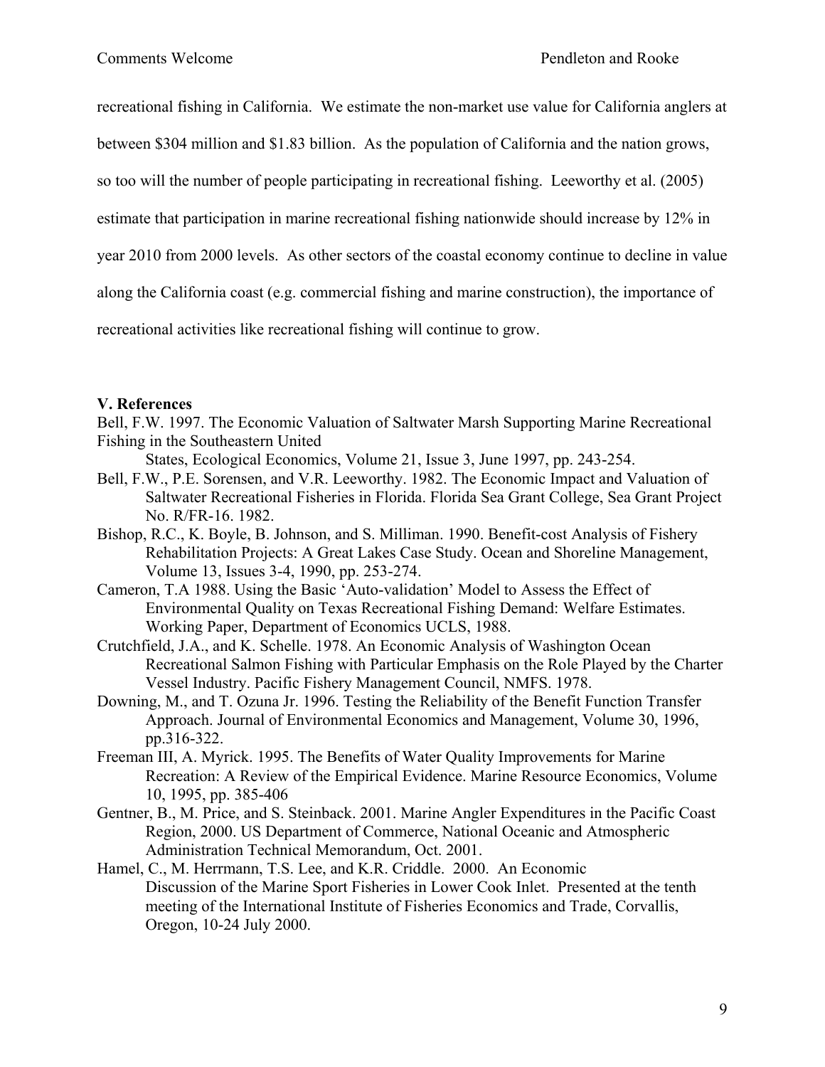recreational fishing in California. We estimate the non-market use value for California anglers at between $304 million and $1.83 billion. As the population of California and the nation grows, so too will the number of people participating in recreational fishing. Leeworthy et al. (2005) estimate that participation in marine recreational fishing nationwide should increase by 12% in year 2010 from 2000 levels. As other sectors of the coastal economy continue to decline in value along the California coast (e.g. commercial fishing and marine construction), the importance of recreational activities like recreational fishing will continue to grow.

## V. References

Bell, F.W. 1997. The Economic Valuation of Saltwater Marsh Supporting Marine Recreational Fishing in the Southeastern United States, Ecological Economics, Volume 21, Issue 3, June 1997, pp. 243-254.

Bell, F.W., P.E. Sorensen, and V.R. Leeworthy. 1982. The Economic Impact and Valuation of Saltwater Recreational Fisheries in Florida. Florida Sea Grant College, Sea Grant Project No. R/FR-16. 1982.

Bishop, R.C., K. Boyle, B. Johnson, and S. Milliman. 1990. Benefit-cost Analysis of Fishery Rehabilitation Projects: A Great Lakes Case Study. Ocean and Shoreline Management, Volume 13, Issues 3-4, 1990, pp. 253-274.

Cameron, T.A 1988. Using the Basic 'Auto-validation' Model to Assess the Effect of Environmental Quality on Texas Recreational Fishing Demand: Welfare Estimates. Working Paper, Department of Economics UCLS, 1988.

Crutchfield, J.A., and K. Schelle. 1978. An Economic Analysis of Washington Ocean Recreational Salmon Fishing with Particular Emphasis on the Role Played by the Charter Vessel Industry. Pacific Fishery Management Council, NMFS. 1978.

Downing, M., and T. Ozuna Jr. 1996. Testing the Reliability of the Benefit Function Transfer Approach. Journal of Environmental Economics and Management, Volume 30, 1996, pp.316-322.

Freeman III, A. Myrick. 1995. The Benefits of Water Quality Improvements for Marine Recreation: A Review of the Empirical Evidence. Marine Resource Economics, Volume 10, 1995, pp. 385-406

Gentner, B., M. Price, and S. Steinback. 2001. Marine Angler Expenditures in the Pacific Coast Region, 2000. US Department of Commerce, National Oceanic and Atmospheric Administration Technical Memorandum, Oct. 2001.

Hamel, C., M. Herrmann, T.S. Lee, and K.R. Criddle. 2000. An Economic Discussion of the Marine Sport Fisheries in Lower Cook Inlet. Presented at the tenth meeting of the International Institute of Fisheries Economics and Trade, Corvallis, Oregon, 10-24 July 2000.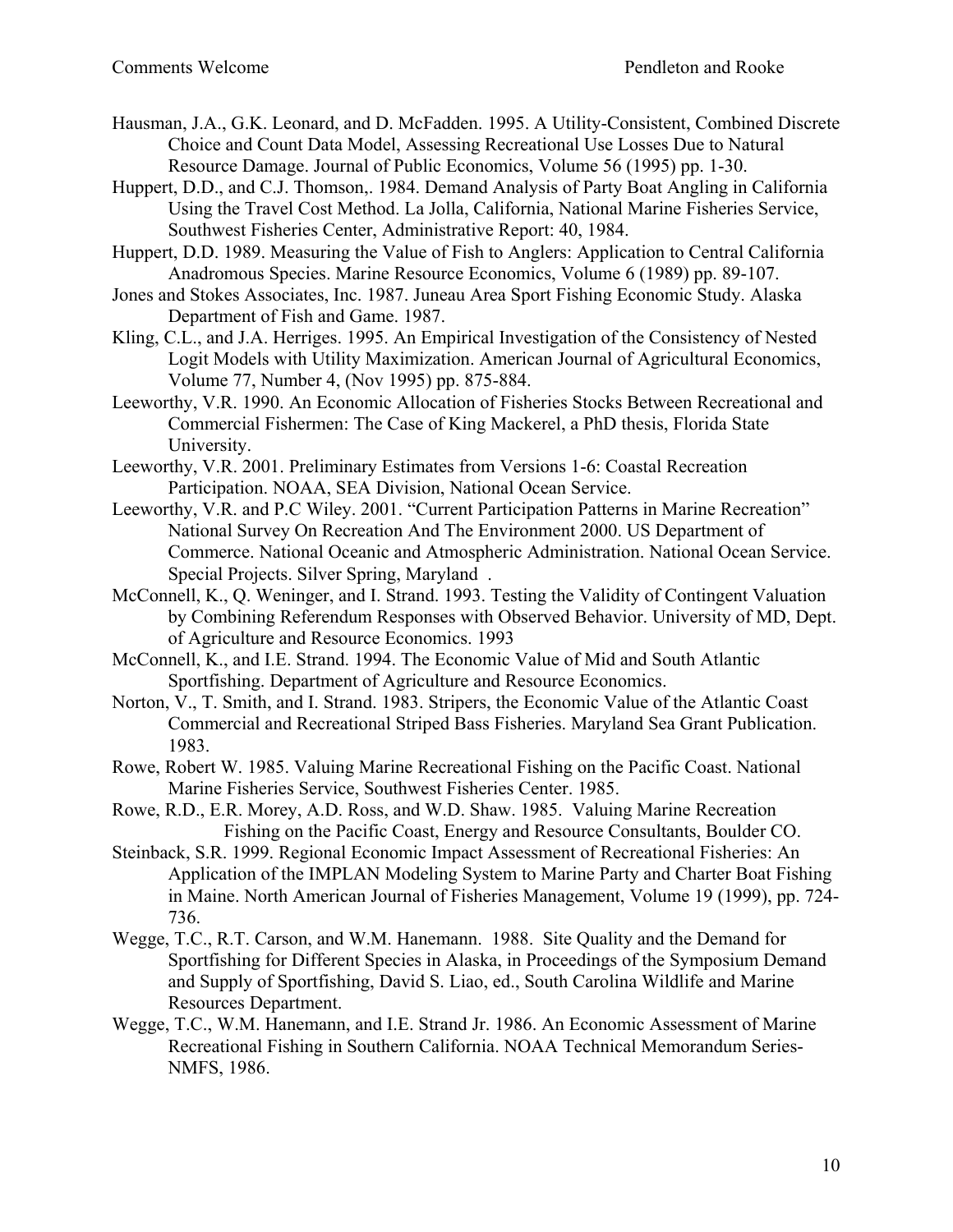Hausman, J.A., G.K. Leonard, and D. McFadden. 1995. A Utility-Consistent, Combined Discrete Choice and Count Data Model, Assessing Recreational Use Losses Due to Natural Resource Damage. Journal of Public Economics, Volume 56 (1995) pp. 1-30.

Huppert, D.D., and C.J. Thomson,. 1984. Demand Analysis of Party Boat Angling in California Using the Travel Cost Method. La Jolla, California, National Marine Fisheries Service, Southwest Fisheries Center, Administrative Report: 40, 1984.

Huppert, D.D. 1989. Measuring the Value of Fish to Anglers: Application to Central California Anadromous Species. Marine Resource Economics, Volume 6 (1989) pp. 89-107.

Jones and Stokes Associates, Inc. 1987. Juneau Area Sport Fishing Economic Study. Alaska Department of Fish and Game. 1987.

Kling, C.L., and J.A. Herriges. 1995. An Empirical Investigation of the Consistency of Nested Logit Models with Utility Maximization. American Journal of Agricultural Economics, Volume 77, Number 4, (Nov 1995) pp. 875-884.

Leeworthy, V.R. 1990. An Economic Allocation of Fisheries Stocks Between Recreational and Commercial Fishermen: The Case of King Mackerel, a PhD thesis, Florida State University.

Leeworthy, V.R. 2001. Preliminary Estimates from Versions 1-6: Coastal Recreation Participation. NOAA, SEA Division, National Ocean Service.

Leeworthy, V.R. and P.C Wiley. 2001. "Current Participation Patterns in Marine Recreation" National Survey On Recreation And The Environment 2000. US Department of Commerce. National Oceanic and Atmospheric Administration. National Ocean Service. Special Projects. Silver Spring, Maryland .

McConnell, K., Q. Weninger, and I. Strand. 1993. Testing the Validity of Contingent Valuation by Combining Referendum Responses with Observed Behavior. University of MD, Dept. of Agriculture and Resource Economics. 1993

McConnell, K., and I.E. Strand. 1994. The Economic Value of Mid and South Atlantic Sportfishing. Department of Agriculture and Resource Economics.

Norton, V., T. Smith, and I. Strand. 1983. Stripers, the Economic Value of the Atlantic Coast Commercial and Recreational Striped Bass Fisheries. Maryland Sea Grant Publication. 1983.

Rowe, Robert W. 1985. Valuing Marine Recreational Fishing on the Pacific Coast. National Marine Fisheries Service, Southwest Fisheries Center. 1985.

Rowe, R.D., E.R. Morey, A.D. Ross, and W.D. Shaw. 1985. Valuing Marine Recreation Fishing on the Pacific Coast, Energy and Resource Consultants, Boulder CO.

Steinback, S.R. 1999. Regional Economic Impact Assessment of Recreational Fisheries: An Application of the IMPLAN Modeling System to Marine Party and Charter Boat Fishing in Maine. North American Journal of Fisheries Management, Volume 19 (1999), pp. 724-736.

Wegge, T.C., R.T. Carson, and W.M. Hanemann. 1988. Site Quality and the Demand for Sportfishing for Different Species in Alaska, in Proceedings of the Symposium Demand and Supply of Sportfishing, David S. Liao, ed., South Carolina Wildlife and Marine Resources Department.

Wegge, T.C., W.M. Hanemann, and I.E. Strand Jr. 1986. An Economic Assessment of Marine Recreational Fishing in Southern California. NOAA Technical Memorandum Series-NMFS, 1986.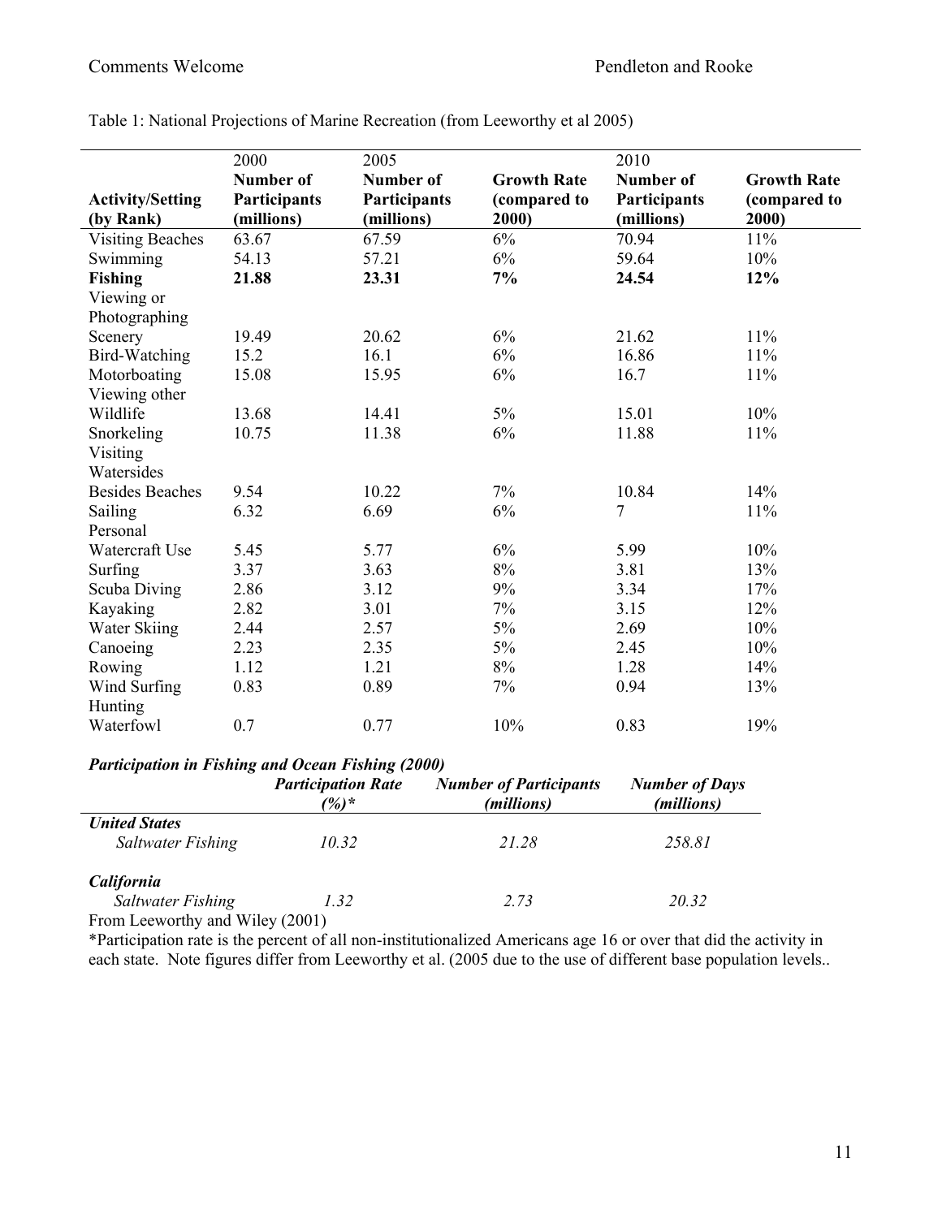Table 1: National Projections of Marine Recreation (from Leeworthy et al 2005)

| Activity/Setting (by Rank) | 2000 Number of Participants (millions) | 2005 Number of Participants (millions) | Growth Rate (compared to 2000) | 2010 Number of Participants (millions) | Growth Rate (compared to 2000) |
|---|---|---|---|---|---|
| Visiting Beaches | 63.67 | 67.59 | 6% | 70.94 | 11% |
| Swimming | 54.13 | 57.21 | 6% | 59.64 | 10% |
| **Fishing** | **21.88** | **23.31** | **7%** | **24.54** | **12%** |
| Viewing or Photographing Scenery | 19.49 | 20.62 | 6% | 21.62 | 11% |
| Bird-Watching | 15.2 | 16.1 | 6% | 16.86 | 11% |
| Motorboating | 15.08 | 15.95 | 6% | 16.7 | 11% |
| Viewing other Wildlife | 13.68 | 14.41 | 5% | 15.01 | 10% |
| Snorkeling | 10.75 | 11.38 | 6% | 11.88 | 11% |
| Visiting Watersides Besides Beaches | 9.54 | 10.22 | 7% | 10.84 | 14% |
| Sailing | 6.32 | 6.69 | 6% | 7 | 11% |
| Personal Watercraft Use | 5.45 | 5.77 | 6% | 5.99 | 10% |
| Surfing | 3.37 | 3.63 | 8% | 3.81 | 13% |
| Scuba Diving | 2.86 | 3.12 | 9% | 3.34 | 17% |
| Kayaking | 2.82 | 3.01 | 7% | 3.15 | 12% |
| Water Skiing | 2.44 | 2.57 | 5% | 2.69 | 10% |
| Canoeing | 2.23 | 2.35 | 5% | 2.45 | 10% |
| Rowing | 1.12 | 1.21 | 8% | 1.28 | 14% |
| Wind Surfing | 0.83 | 0.89 | 7% | 0.94 | 13% |
| Hunting Waterfowl | 0.7 | 0.77 | 10% | 0.83 | 19% |

***Participation in Fishing and Ocean Fishing (2000)***

| | ***Participation Rate (%)**** | ***Number of Participants (millions)*** | ***Number of Days (millions)*** |
|---|---|---|---|
| ***United States*** | | | |
| *Saltwater Fishing* | *10.32* | *21.28* | *258.81* |
| ***California*** | | | |
| *Saltwater Fishing* | *1.32* | *2.73* | *20.32* |

From Leeworthy and Wiley (2001)

*Participation rate is the percent of all non-institutionalized Americans age 16 or over that did the activity in each state. Note figures differ from Leeworthy et al. (2005 due to the use of different base population levels..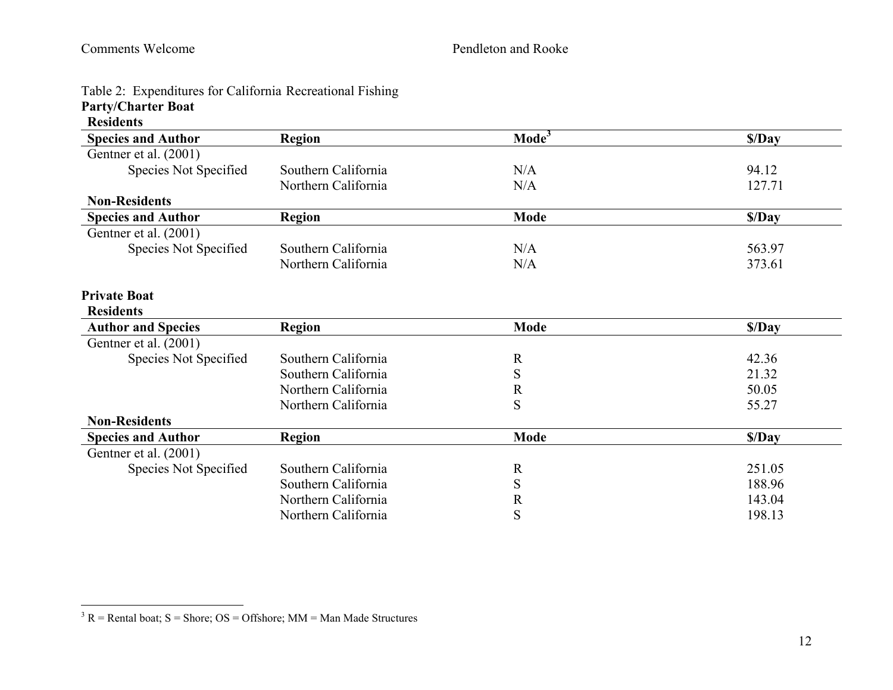Table 2: Expenditures for California Recreational Fishing

**Party/Charter Boat**

**Residents**

| Species and Author | Region | Mode[3] | $/Day |
|---|---|---|---|
| Gentner et al. (2001) | | | |
| Species Not Specified | Southern California | N/A | 94.12 |
| | Northern California | N/A | 127.71 |

**Non-Residents**

| Species and Author | Region | Mode | $/Day |
|---|---|---|---|
| Gentner et al. (2001) | | | |
| Species Not Specified | Southern California | N/A | 563.97 |
| | Northern California | N/A | 373.61 |

**Private Boat**

**Residents**

| Author and Species | Region | Mode | $/Day |
|---|---|---|---|
| Gentner et al. (2001) | | | |
| Species Not Specified | Southern California | R | 42.36 |
| | Southern California | S | 21.32 |
| | Northern California | R | 50.05 |
| | Northern California | S | 55.27 |

**Non-Residents**

| Species and Author | Region | Mode | $/Day |
|---|---|---|---|
| Gentner et al. (2001) | | | |
| Species Not Specified | Southern California | R | 251.05 |
| | Southern California | S | 188.96 |
| | Northern California | R | 143.04 |
| | Northern California | S | 198.13 |

[3] R = Rental boat; S = Shore; OS = Offshore; MM = Man Made Structures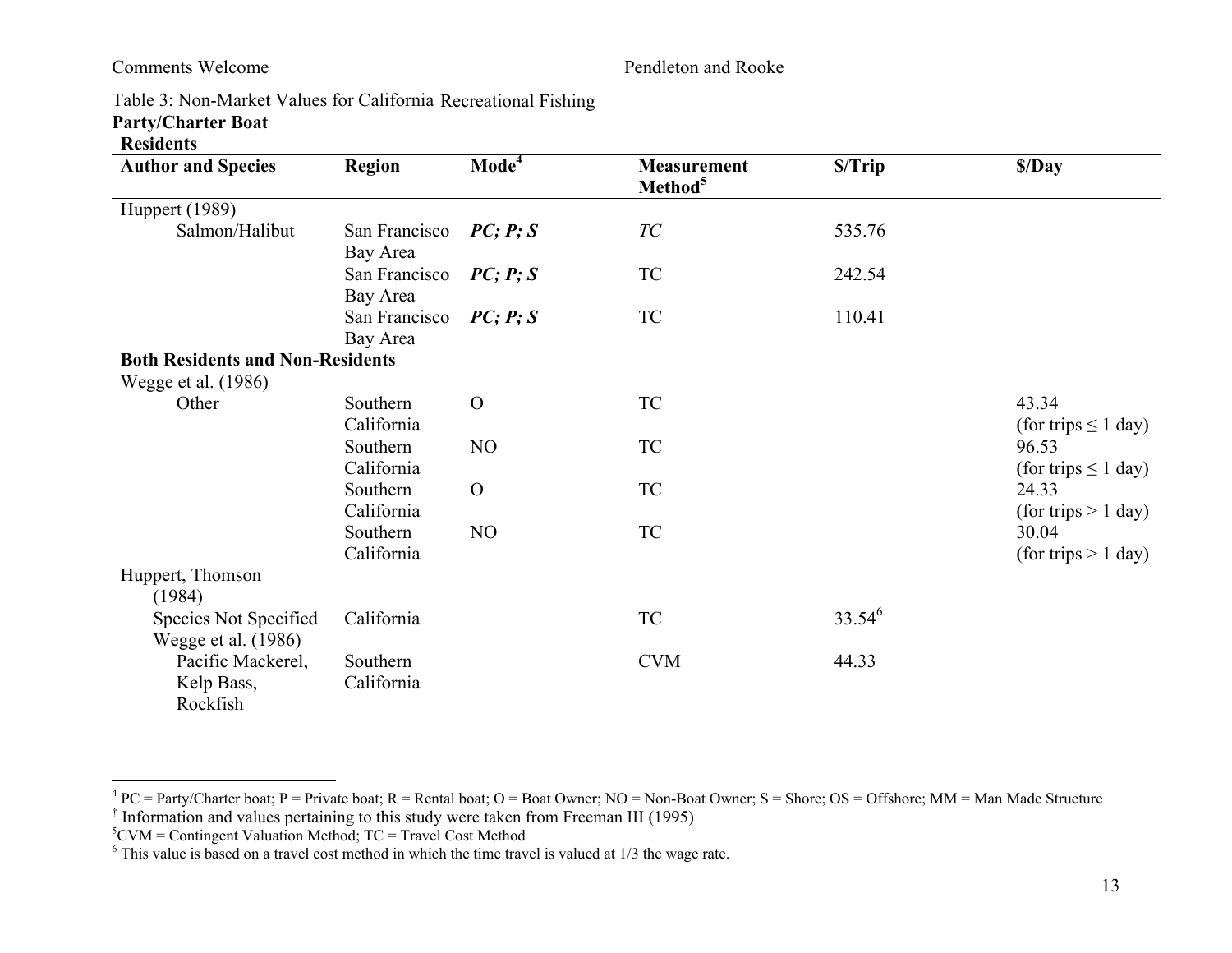Table 3: Non-Market Values for California Recreational Fishing

**Party/Charter Boat**

| **Author and Species** | **Region** | **Mode[4]** | **Measurement Method[5]** | **$/Trip** | **$/Day** |
|---|---|---|---|---|---|
| **Residents** | | | | | |
| Huppert (1989) | | | | | |
| Salmon/Halibut | San Francisco Bay Area | ***PC; P; S*** | *TC* | 535.76 | |
| | San Francisco Bay Area | ***PC; P; S*** | TC | 242.54 | |
| | San Francisco Bay Area | ***PC; P; S*** | TC | 110.41 | |
| **Both Residents and Non-Residents** | | | | | |
| Wegge et al. (1986) | | | | | |
| Other | Southern California | O | TC | | 43.34 (for trips ≤ 1 day) |
| | Southern California | NO | TC | | 96.53 (for trips ≤ 1 day) |
| | Southern California | O | TC | | 24.33 (for trips > 1 day) |
| | Southern California | NO | TC | | 30.04 (for trips > 1 day) |
| Huppert, Thomson (1984) | | | | | |
| Species Not Specified | California | | TC | 33.54[6] | |
| Wegge et al. (1986) | | | | | |
| Pacific Mackerel, Kelp Bass, Rockfish | Southern California | | CVM | 44.33 | |

[4] PC = Party/Charter boat; P = Private boat; R = Rental boat; O = Boat Owner; NO = Non-Boat Owner; S = Shore; OS = Offshore; MM = Man Made Structure

[†] Information and values pertaining to this study were taken from Freeman III (1995)

[5] CVM = Contingent Valuation Method; TC = Travel Cost Method

[6] This value is based on a travel cost method in which the time travel is valued at 1/3 the wage rate.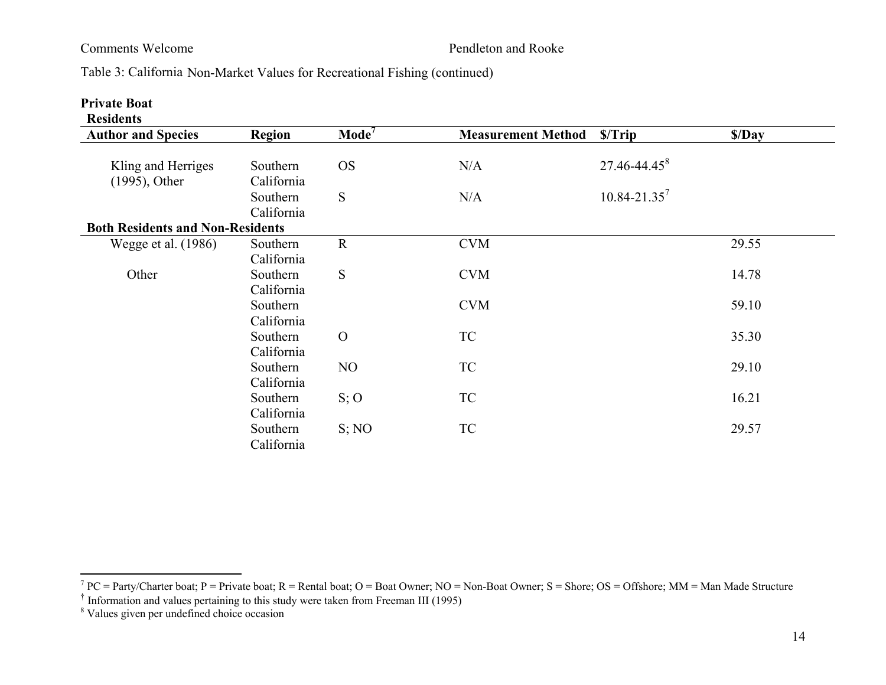Table 3: California Non-Market Values for Recreational Fishing (continued)

**Private Boat**

**Residents**

| Author and Species | Region | Mode[7] | Measurement Method | $/Trip | $/Day |
|---|---|---|---|---|---|
| Kling and Herriges (1995), Other | Southern California | OS | N/A | 27.46-44.45[8] | |
| | Southern California | S | N/A | 10.84-21.35[7] | |
| **Both Residents and Non-Residents** | | | | | |
| Wegge et al. (1986) | Southern California | R | CVM | | 29.55 |
| Other | Southern California | S | CVM | | 14.78 |
| | Southern California | | CVM | | 59.10 |
| | Southern California | O | TC | | 35.30 |
| | Southern California | NO | TC | | 29.10 |
| | Southern California | S; O | TC | | 16.21 |
| | Southern California | S; NO | TC | | 29.57 |

[7] PC = Party/Charter boat; P = Private boat; R = Rental boat; O = Boat Owner; NO = Non-Boat Owner; S = Shore; OS = Offshore; MM = Man Made Structure

[†] Information and values pertaining to this study were taken from Freeman III (1995)

[8] Values given per undefined choice occasion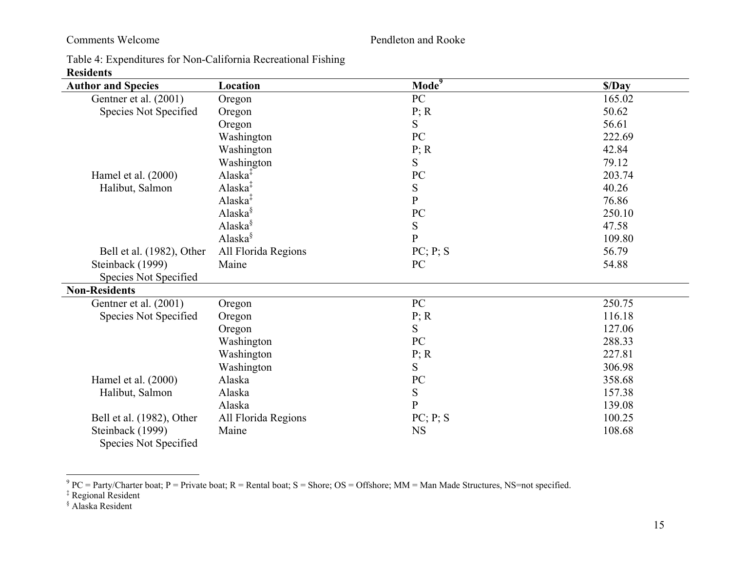Table 4: Expenditures for Non-California Recreational Fishing

**Residents**

| Author and Species | Location | Mode[9] | $/Day |
|---|---|---|---|
| Gentner et al. (2001) | Oregon | PC | 165.02 |
| Species Not Specified | Oregon | P; R | 50.62 |
| | Oregon | S | 56.61 |
| | Washington | PC | 222.69 |
| | Washington | P; R | 42.84 |
| | Washington | S | 79.12 |
| Hamel et al. (2000) | Alaska‡ | PC | 203.74 |
| Halibut, Salmon | Alaska‡ | S | 40.26 |
| | Alaska‡ | P | 76.86 |
| | Alaska§ | PC | 250.10 |
| | Alaska§ | S | 47.58 |
| | Alaska§ | P | 109.80 |
| Bell et al. (1982), Other | All Florida Regions | PC; P; S | 56.79 |
| Steinback (1999) Species Not Specified | Maine | PC | 54.88 |

**Non-Residents**

| Author and Species | Location | Mode[9] | $/Day |
|---|---|---|---|
| Gentner et al. (2001) | Oregon | PC | 250.75 |
| Species Not Specified | Oregon | P; R | 116.18 |
| | Oregon | S | 127.06 |
| | Washington | PC | 288.33 |
| | Washington | P; R | 227.81 |
| | Washington | S | 306.98 |
| Hamel et al. (2000) | Alaska | PC | 358.68 |
| Halibut, Salmon | Alaska | S | 157.38 |
| | Alaska | P | 139.08 |
| Bell et al. (1982), Other | All Florida Regions | PC; P; S | 100.25 |
| Steinback (1999) Species Not Specified | Maine | NS | 108.68 |

[9] PC = Party/Charter boat; P = Private boat; R = Rental boat; S = Shore; OS = Offshore; MM = Man Made Structures, NS=not specified.

‡ Regional Resident

§ Alaska Resident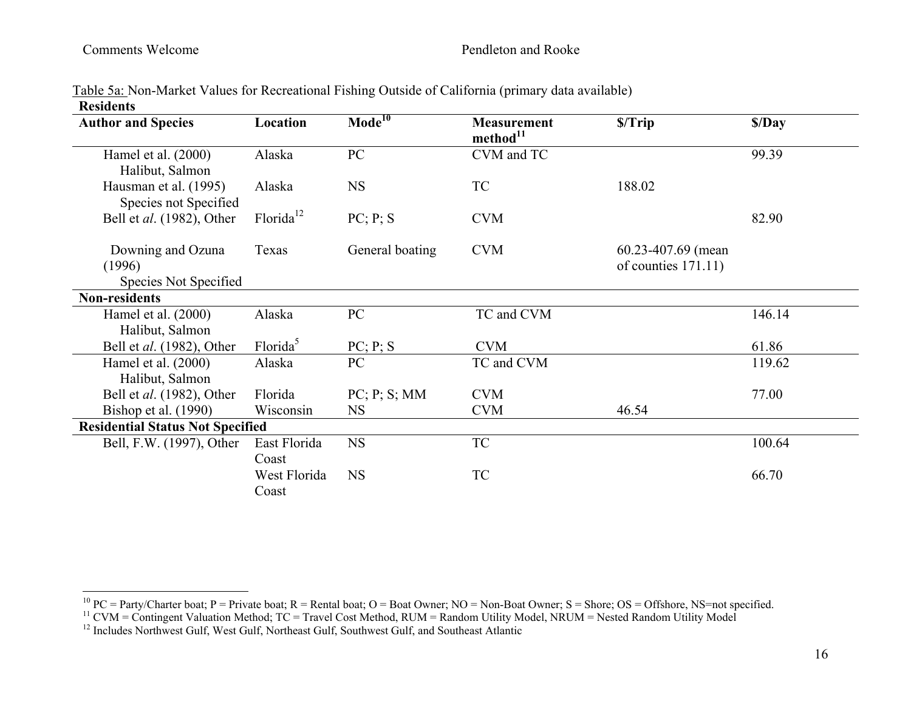Table 5a: Non-Market Values for Recreational Fishing Outside of California (primary data available)

| Author and Species | Location | Mode[10] | Measurement method[11] | $/Trip | $/Day |
|---|---|---|---|---|---|
| **Residents** | | | | | |
| Hamel et al. (2000) Halibut, Salmon | Alaska | PC | CVM and TC | | 99.39 |
| Hausman et al. (1995) Species not Specified | Alaska | NS | TC | 188.02 | |
| Bell et *al*. (1982), Other | Florida[12] | PC; P; S | CVM | | 82.90 |
| Downing and Ozuna (1996) Species Not Specified | Texas | General boating | CVM | 60.23-407.69 (mean of counties 171.11) | |
| **Non-residents** | | | | | |
| Hamel et al. (2000) Halibut, Salmon | Alaska | PC | TC and CVM | | 146.14 |
| Bell et *al*. (1982), Other | Florida[5] | PC; P; S | CVM | | 61.86 |
| Hamel et al. (2000) Halibut, Salmon | Alaska | PC | TC and CVM | | 119.62 |
| Bell et *al*. (1982), Other | Florida | PC; P; S; MM | CVM | | 77.00 |
| Bishop et al. (1990) | Wisconsin | NS | CVM | 46.54 | |
| **Residential Status Not Specified** | | | | | |
| Bell, F.W. (1997), Other | East Florida Coast | NS | TC | | 100.64 |
| | West Florida Coast | NS | TC | | 66.70 |

[10] PC = Party/Charter boat; P = Private boat; R = Rental boat; O = Boat Owner; NO = Non-Boat Owner; S = Shore; OS = Offshore, NS=not specified.

[11] CVM = Contingent Valuation Method; TC = Travel Cost Method, RUM = Random Utility Model, NRUM = Nested Random Utility Model

[12] Includes Northwest Gulf, West Gulf, Northeast Gulf, Southwest Gulf, and Southeast Atlantic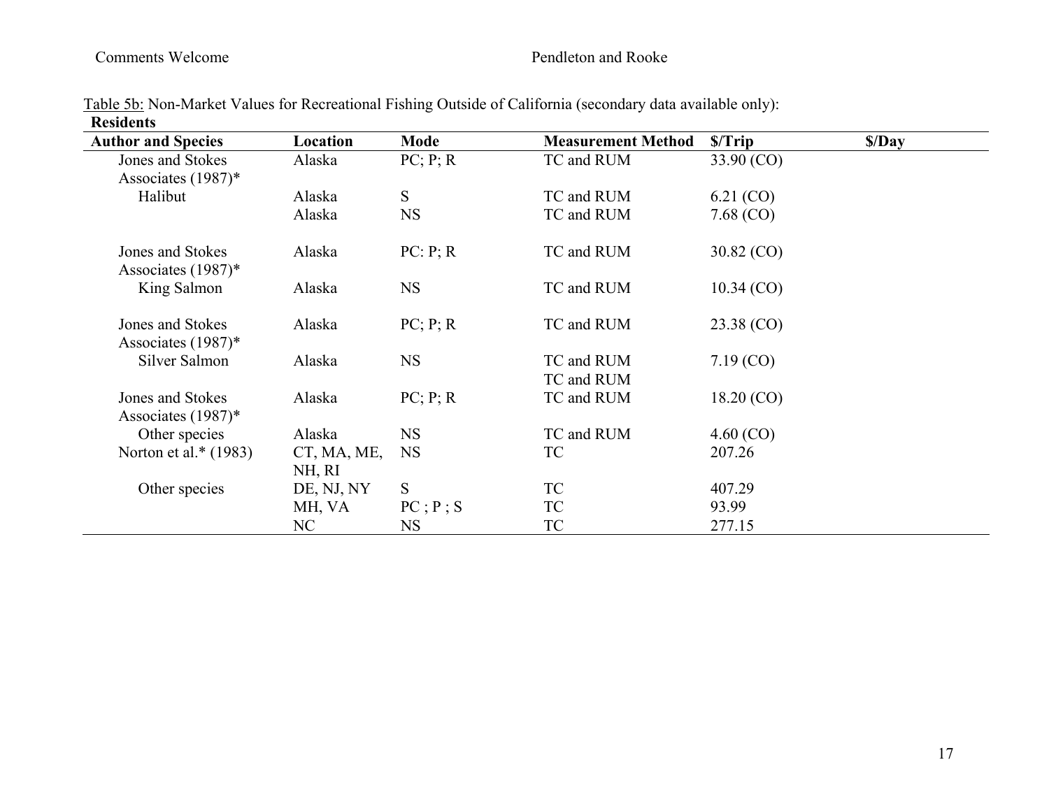Table 5b: Non-Market Values for Recreational Fishing Outside of California (secondary data available only):

**Residents**

| **Author and Species** | **Location** | **Mode** | **Measurement Method** | **$/Trip** | **$/Day** |
|---|---|---|---|---|---|
| Jones and Stokes Associates (1987)* | Alaska | PC; P; R | TC and RUM | 33.90 (CO) | |
| Halibut | Alaska | S | TC and RUM | 6.21 (CO) | |
| | Alaska | NS | TC and RUM | 7.68 (CO) | |
| Jones and Stokes Associates (1987)* | Alaska | PC: P; R | TC and RUM | 30.82 (CO) | |
| King Salmon | Alaska | NS | TC and RUM | 10.34 (CO) | |
| Jones and Stokes Associates (1987)* | Alaska | PC; P; R | TC and RUM | 23.38 (CO) | |
| Silver Salmon | Alaska | NS | TC and RUM | 7.19 (CO) | |
| | | | TC and RUM | | |
| Jones and Stokes Associates (1987)* | Alaska | PC; P; R | TC and RUM | 18.20 (CO) | |
| Other species | Alaska | NS | TC and RUM | 4.60 (CO) | |
| Norton et al.* (1983) | CT, MA, ME, NH, RI | NS | TC | 207.26 | |
| Other species | DE, NJ, NY | S | TC | 407.29 | |
| | MH, VA | PC ; P ; S | TC | 93.99 | |
| | NC | NS | TC | 277.15 | |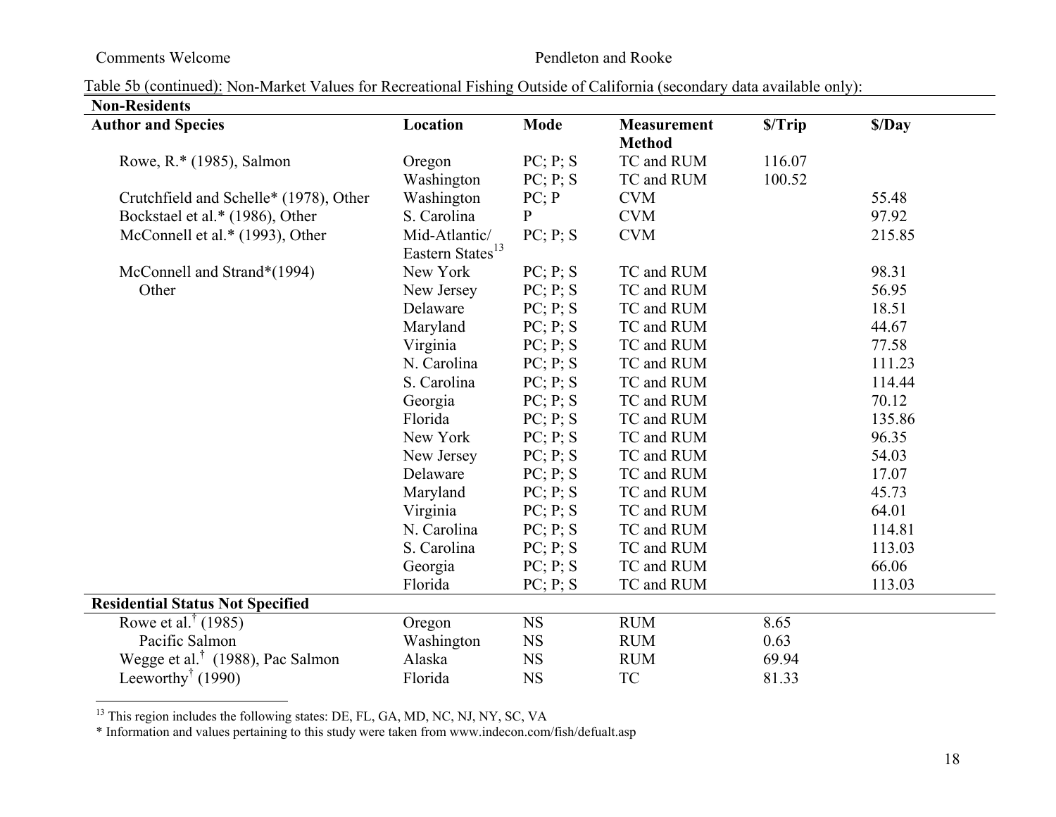Table 5b (continued): Non-Market Values for Recreational Fishing Outside of California (secondary data available only):

| Author and Species | Location | Mode | Measurement Method | $/Trip | $/Day |
|---|---|---|---|---|---|
| **Non-Residents** | | | | | |
| Rowe, R.* (1985), Salmon | Oregon | PC; P; S | TC and RUM | 116.07 | |
| | Washington | PC; P; S | TC and RUM | 100.52 | |
| Crutchfield and Schelle* (1978), Other | Washington | PC; P | CVM | | 55.48 |
| Bockstael et al.* (1986), Other | S. Carolina | P | CVM | | 97.92 |
| McConnell et al.* (1993), Other | Mid-Atlantic/ Eastern States[13] | PC; P; S | CVM | | 215.85 |
| McConnell and Strand*(1994) Other | New York | PC; P; S | TC and RUM | | 98.31 |
| | New Jersey | PC; P; S | TC and RUM | | 56.95 |
| | Delaware | PC; P; S | TC and RUM | | 18.51 |
| | Maryland | PC; P; S | TC and RUM | | 44.67 |
| | Virginia | PC; P; S | TC and RUM | | 77.58 |
| | N. Carolina | PC; P; S | TC and RUM | | 111.23 |
| | S. Carolina | PC; P; S | TC and RUM | | 114.44 |
| | Georgia | PC; P; S | TC and RUM | | 70.12 |
| | Florida | PC; P; S | TC and RUM | | 135.86 |
| | New York | PC; P; S | TC and RUM | | 96.35 |
| | New Jersey | PC; P; S | TC and RUM | | 54.03 |
| | Delaware | PC; P; S | TC and RUM | | 17.07 |
| | Maryland | PC; P; S | TC and RUM | | 45.73 |
| | Virginia | PC; P; S | TC and RUM | | 64.01 |
| | N. Carolina | PC; P; S | TC and RUM | | 114.81 |
| | S. Carolina | PC; P; S | TC and RUM | | 113.03 |
| | Georgia | PC; P; S | TC and RUM | | 66.06 |
| | Florida | PC; P; S | TC and RUM | | 113.03 |
| **Residential Status Not Specified** | | | | | |
| Rowe et al.† (1985) Pacific Salmon | Oregon | NS | RUM | 8.65 | |
| | Washington | NS | RUM | 0.63 | |
| Wegge et al.† (1988), Pac Salmon | Alaska | NS | RUM | 69.94 | |
| Leeworthy† (1990) | Florida | NS | TC | 81.33 | |

[13] This region includes the following states: DE, FL, GA, MD, NC, NJ, NY, SC, VA

* Information and values pertaining to this study were taken from www.indecon.com/fish/defualt.asp